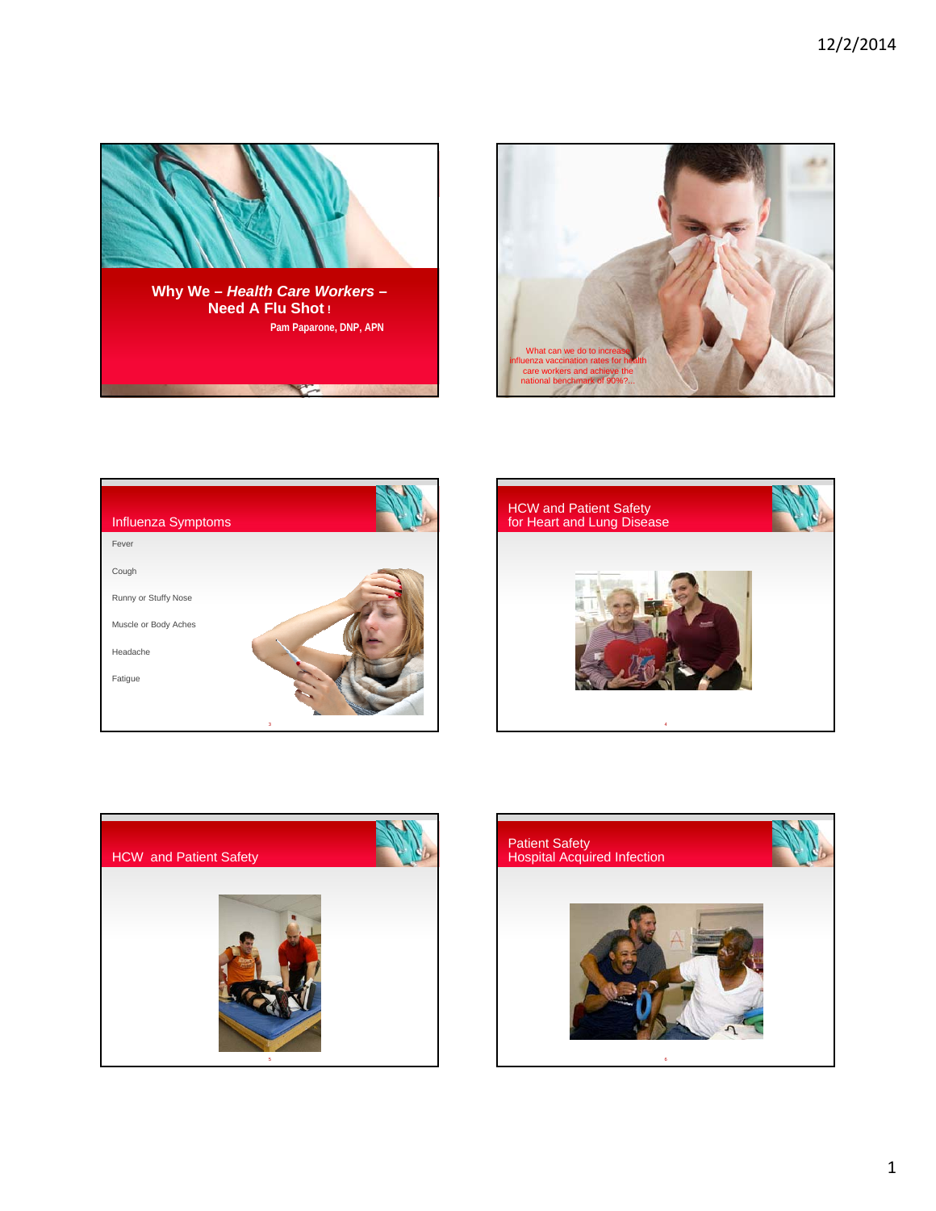# Why We – *Health Care Workers* – Need A Flu Shot !

Pam Paparone, DNP, APN

What can we do to increase influenza vaccination rates for health care workers and achieve the national benchmark of 90%?...

## Influenza Symptoms

Fever

Cough

Runny or Stuffy Nose

Muscle or Body Aches

Headache

Fatigue

## HCW and Patient Safety for Heart and Lung Disease

## HCW and Patient Safety

## Patient Safety Hospital Acquired Infection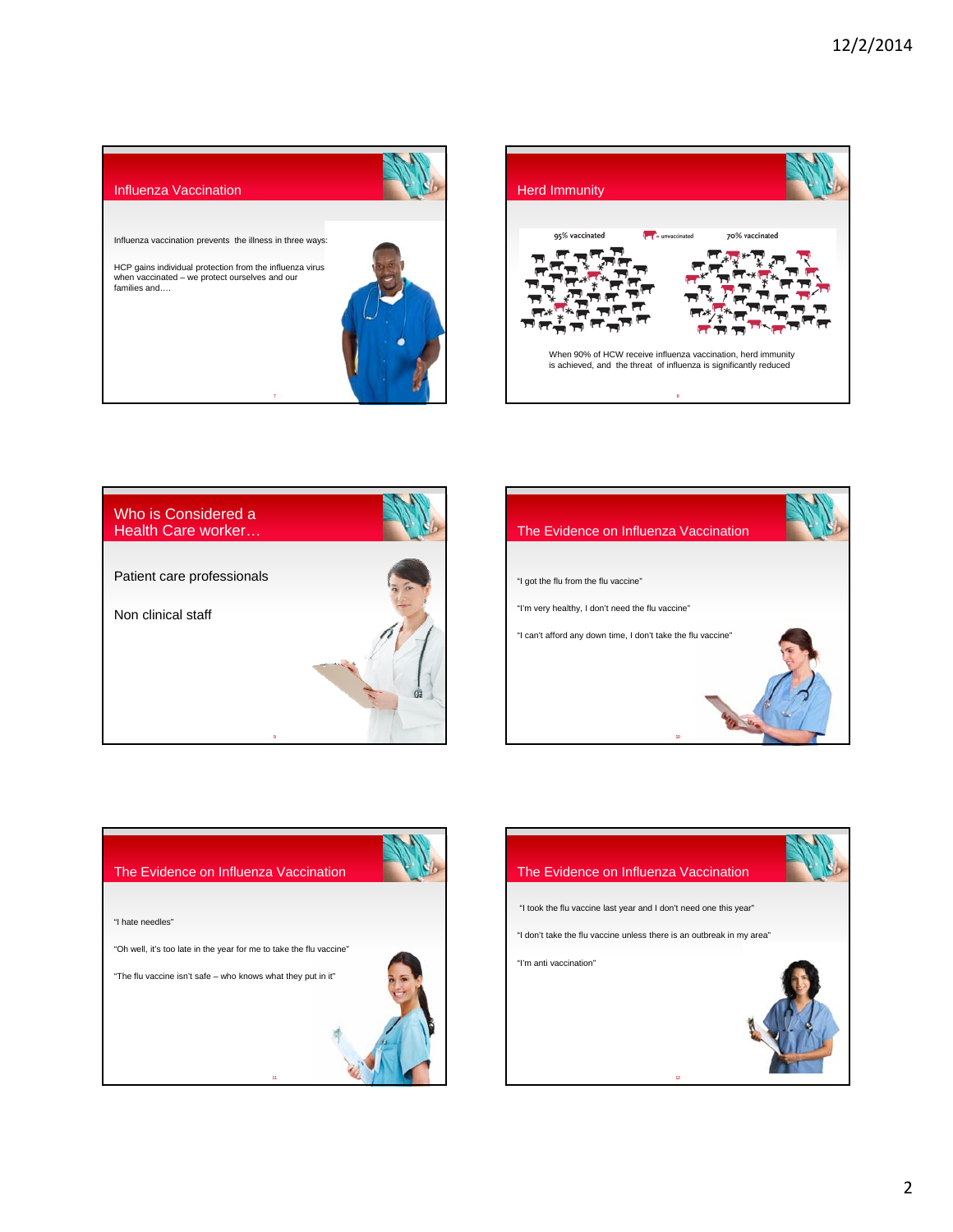## Influenza Vaccination

Influenza vaccination prevents the illness in three ways:

HCP gains individual protection from the influenza virus when vaccinated – we protect ourselves and our families and….

## Herd Immunity

95% vaccinated = unvaccinated 70% vaccinated

When 90% of HCW receive influenza vaccination, herd immunity is achieved, and the threat of influenza is significantly reduced

## Who is Considered a Health Care worker…

Patient care professionals

Non clinical staff

## The Evidence on Influenza Vaccination

"I got the flu from the flu vaccine"

"I'm very healthy, I don't need the flu vaccine"

"I can't afford any down time, I don't take the flu vaccine"

## The Evidence on Influenza Vaccination

"I hate needles"

"Oh well, it's too late in the year for me to take the flu vaccine"

"The flu vaccine isn't safe – who knows what they put in it"

## The Evidence on Influenza Vaccination

"I took the flu vaccine last year and I don't need one this year"

"I don't take the flu vaccine unless there is an outbreak in my area"

"I'm anti vaccination"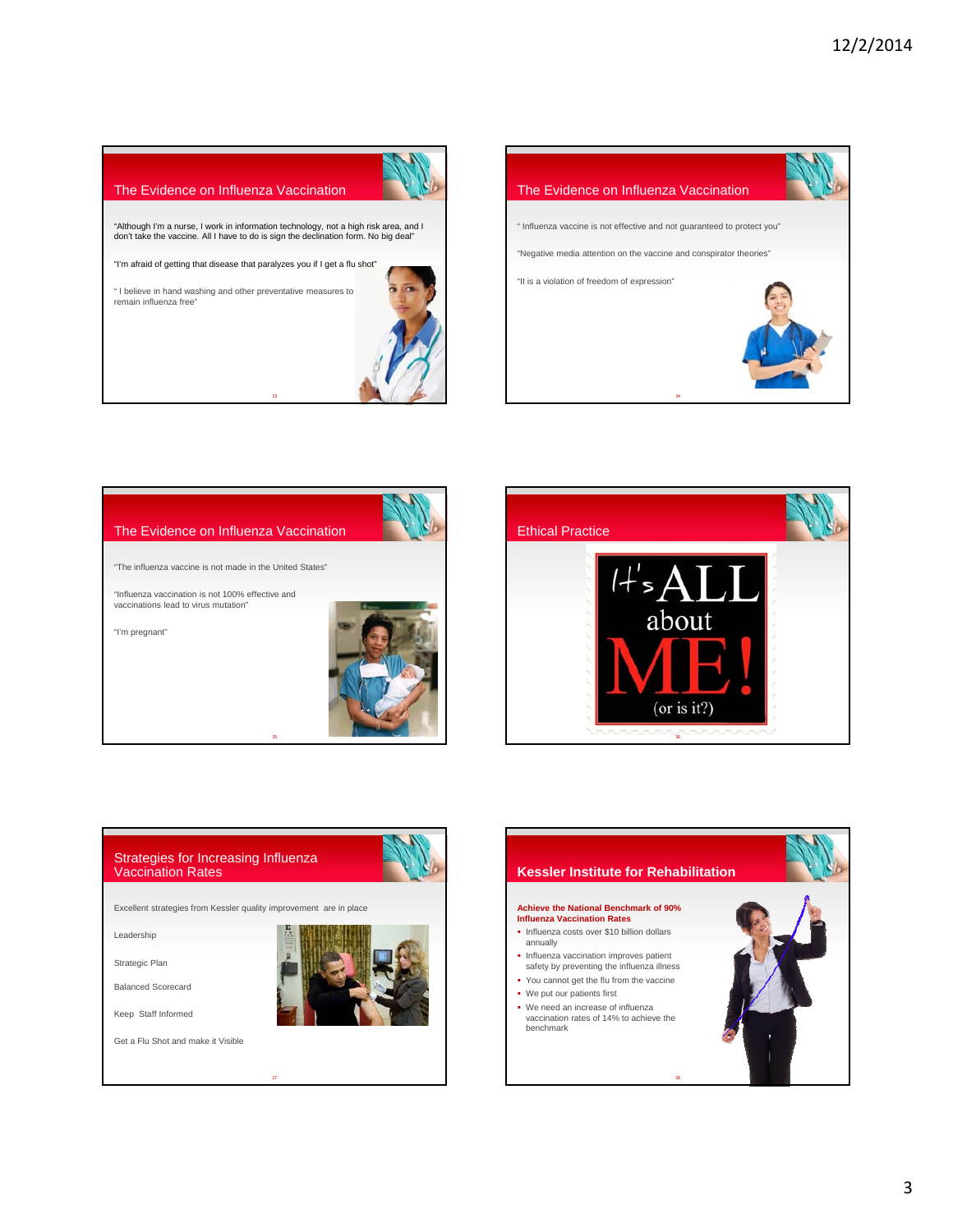## The Evidence on Influenza Vaccination

"Although I'm a nurse, I work in information technology, not a high risk area, and I don't take the vaccine. All I have to do is sign the declination form. No big deal"

"I'm afraid of getting that disease that paralyzes you if I get a flu shot"

" I believe in hand washing and other preventative measures to remain influenza free"

## The Evidence on Influenza Vaccination

" Influenza vaccine is not effective and not guaranteed to protect you"

"Negative media attention on the vaccine and conspirator theories"

"It is a violation of freedom of expression"

## The Evidence on Influenza Vaccination

"The influenza vaccine is not made in the United States"

"Influenza vaccination is not 100% effective and vaccinations lead to virus mutation"

"I'm pregnant"

## Ethical Practice

It's ALL about ME! (or is it?)

## Strategies for Increasing Influenza Vaccination Rates

Excellent strategies from Kessler quality improvement are in place

Leadership

Strategic Plan

Balanced Scorecard

Keep Staff Informed

Get a Flu Shot and make it Visible

## Kessler Institute for Rehabilitation

**Achieve the National Benchmark of 90% Influenza Vaccination Rates**

- Influenza costs over $10 billion dollars annually
- Influenza vaccination improves patient safety by preventing the influenza illness
- You cannot get the flu from the vaccine
- We put our patients first
- We need an increase of influenza vaccination rates of 14% to achieve the benchmark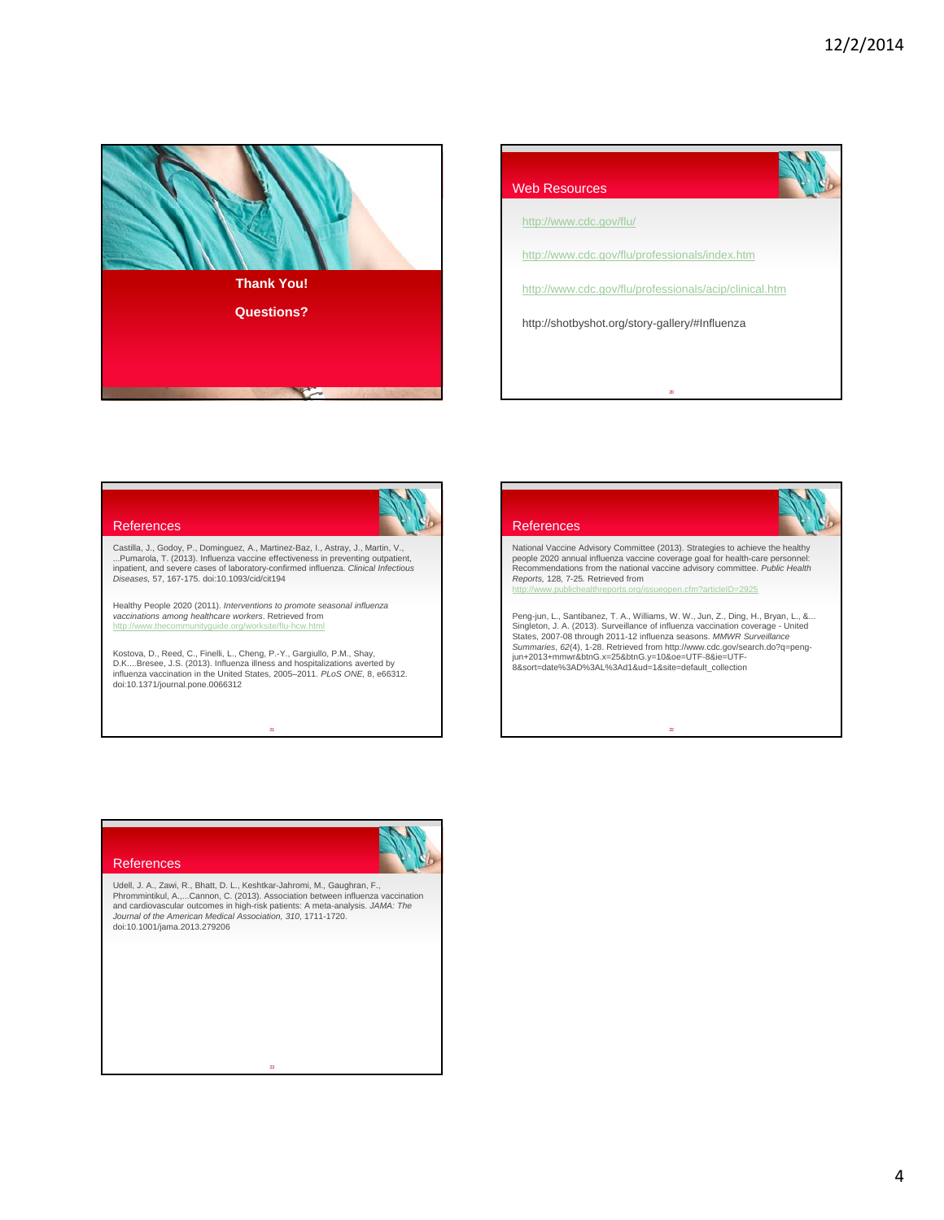**Thank You!**

**Questions?**

## Web Resources

http://www.cdc.gov/flu/

http://www.cdc.gov/flu/professionals/index.htm

http://www.cdc.gov/flu/professionals/acip/clinical.htm

http://shotbyshot.org/story-gallery/#Influenza

## References

Castilla, J., Godoy, P., Dominguez, A., Martinez-Baz, I., Astray, J., Martin, V., ...Pumarola, T. (2013). Influenza vaccine effectiveness in preventing outpatient, inpatient, and severe cases of laboratory-confirmed influenza. *Clinical Infectious Diseases,* 57, 167-175. doi:10.1093/cid/cit194

Healthy People 2020 (2011). *Interventions to promote seasonal influenza vaccinations among healthcare workers*. Retrieved from http://www.thecommunityguide.org/worksite/flu-hcw.html

Kostova, D., Reed, C., Finelli, L., Cheng, P.-Y., Gargiullo, P.M., Shay, D.K....Bresee, J.S. (2013). Influenza illness and hospitalizations averted by influenza vaccination in the United States, 2005–2011. *PLoS ONE*, 8, e66312. doi:10.1371/journal.pone.0066312

## References

National Vaccine Advisory Committee (2013). Strategies to achieve the healthy people 2020 annual influenza vaccine coverage goal for health-care personnel: Recommendations from the national vaccine advisory committee. *Public Health Reports*, 128, 7-25. Retrieved from http://www.publichealthreports.org/issueopen.cfm?articleID=2925

Peng-jun, L., Santibanez, T. A., Williams, W. W., Jun, Z., Ding, H., Bryan, L., &... Singleton, J. A. (2013). Surveillance of influenza vaccination coverage - United States, 2007-08 through 2011-12 influenza seasons. *MMWR Surveillance Summaries*, *62*(4), 1-28. Retrieved from http://www.cdc.gov/search.do?q=peng-jun+2013+mmwr&btnG.x=25&btnG.y=10&oe=UTF-8&ie=UTF-8&sort=date%3AD%3AL%3Ad1&ud=1&site=default_collection

## References

Udell, J. A., Zawi, R., Bhatt, D. L., Keshtkar-Jahromi, M., Gaughran, F., Phrommintikul, A.,...Cannon, C. (2013). Association between influenza vaccination and cardiovascular outcomes in high-risk patients: A meta-analysis. *JAMA: The Journal of the American Medical Association, 310*, 1711-1720. doi:10.1001/jama.2013.279206